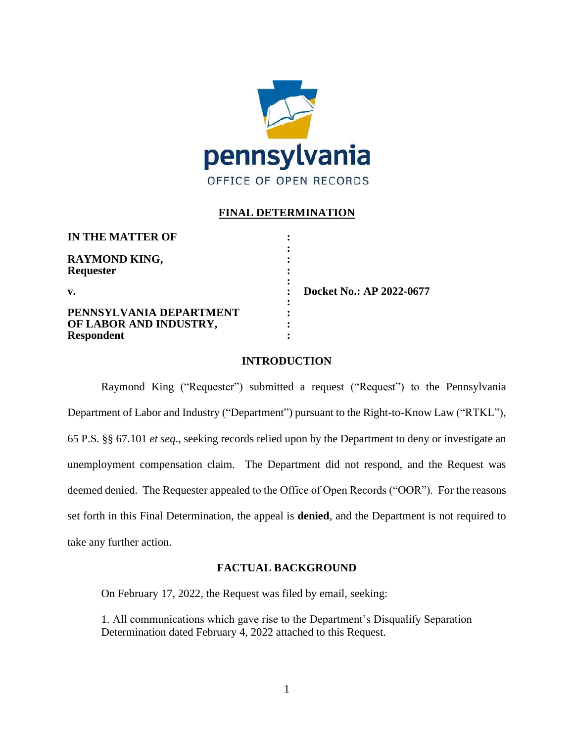pennsylvania

OFFICE OF OPEN RECORDS

## FINAL DETERMINATION

| | | |
|---|---|---|
| **IN THE MATTER OF** | : | |
| | : | |
| **RAYMOND KING,** | : | |
| **Requester** | : | |
| | : | |
| **v.** | : | **Docket No.: AP 2022-0677** |
| | : | |
| **PENNSYLVANIA DEPARTMENT OF LABOR AND INDUSTRY,** | : | |
| **Respondent** | : | |

### INTRODUCTION

Raymond King ("Requester") submitted a request ("Request") to the Pennsylvania Department of Labor and Industry ("Department") pursuant to the Right-to-Know Law ("RTKL"), 65 P.S. §§ 67.101 *et seq*., seeking records relied upon by the Department to deny or investigate an unemployment compensation claim. The Department did not respond, and the Request was deemed denied. The Requester appealed to the Office of Open Records ("OOR"). For the reasons set forth in this Final Determination, the appeal is **denied**, and the Department is not required to take any further action.

### FACTUAL BACKGROUND

On February 17, 2022, the Request was filed by email, seeking:

1. All communications which gave rise to the Department's Disqualify Separation Determination dated February 4, 2022 attached to this Request.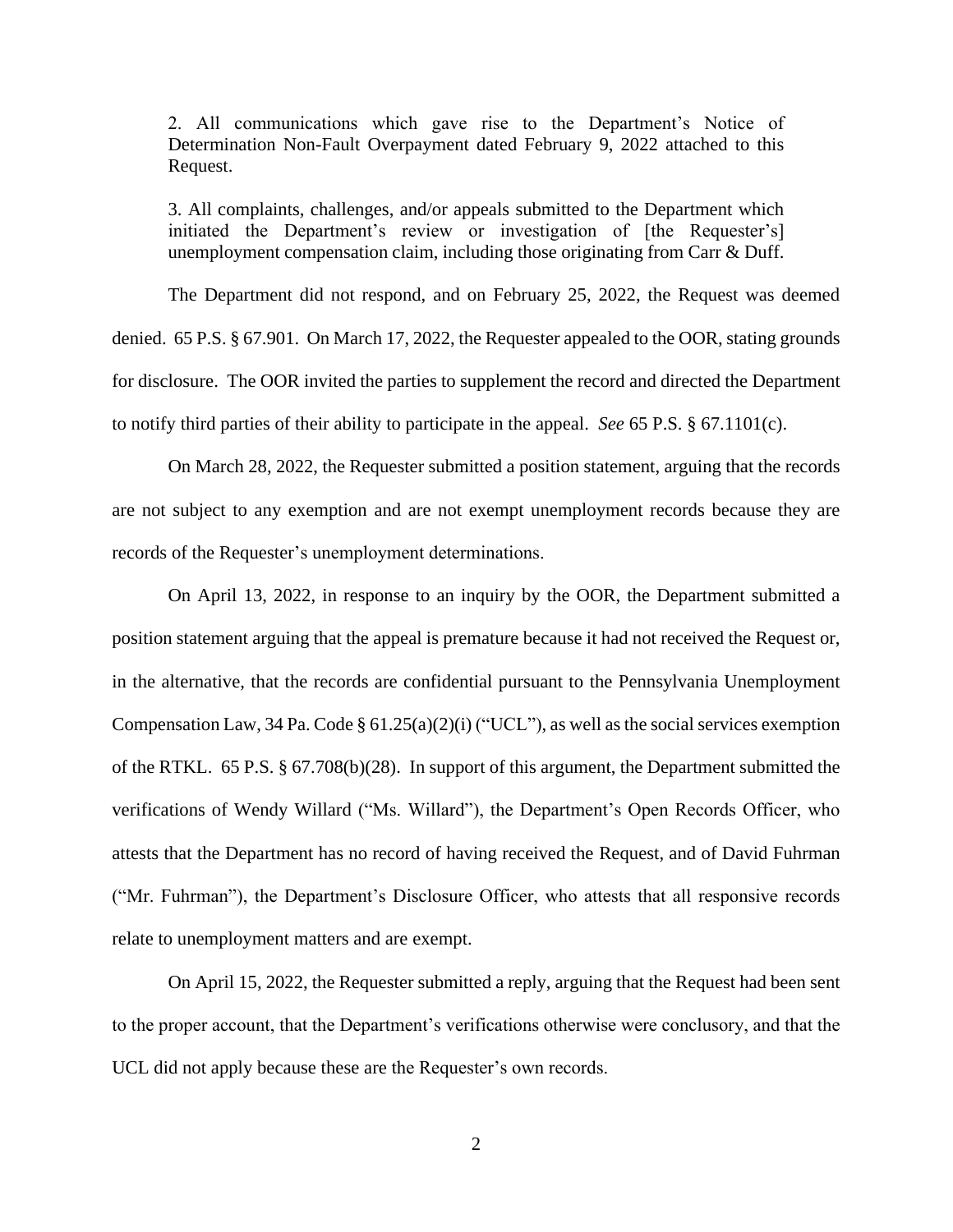> 2. All communications which gave rise to the Department's Notice of Determination Non-Fault Overpayment dated February 9, 2022 attached to this Request.
>
> 3. All complaints, challenges, and/or appeals submitted to the Department which initiated the Department's review or investigation of [the Requester's] unemployment compensation claim, including those originating from Carr & Duff.

The Department did not respond, and on February 25, 2022, the Request was deemed denied. 65 P.S. § 67.901. On March 17, 2022, the Requester appealed to the OOR, stating grounds for disclosure. The OOR invited the parties to supplement the record and directed the Department to notify third parties of their ability to participate in the appeal. *See* 65 P.S. § 67.1101(c).

On March 28, 2022, the Requester submitted a position statement, arguing that the records are not subject to any exemption and are not exempt unemployment records because they are records of the Requester's unemployment determinations.

On April 13, 2022, in response to an inquiry by the OOR, the Department submitted a position statement arguing that the appeal is premature because it had not received the Request or, in the alternative, that the records are confidential pursuant to the Pennsylvania Unemployment Compensation Law, 34 Pa. Code § 61.25(a)(2)(i) ("UCL"), as well as the social services exemption of the RTKL. 65 P.S. § 67.708(b)(28). In support of this argument, the Department submitted the verifications of Wendy Willard ("Ms. Willard"), the Department's Open Records Officer, who attests that the Department has no record of having received the Request, and of David Fuhrman ("Mr. Fuhrman"), the Department's Disclosure Officer, who attests that all responsive records relate to unemployment matters and are exempt.

On April 15, 2022, the Requester submitted a reply, arguing that the Request had been sent to the proper account, that the Department's verifications otherwise were conclusory, and that the UCL did not apply because these are the Requester's own records.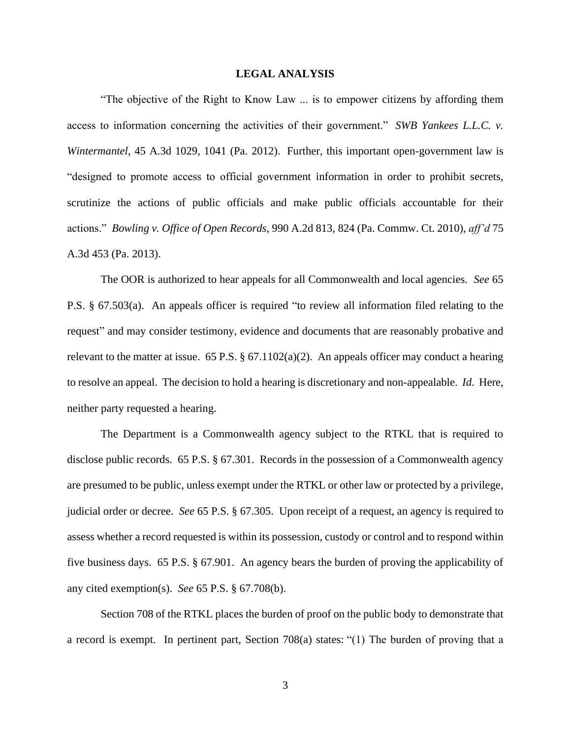## LEGAL ANALYSIS

"The objective of the Right to Know Law ... is to empower citizens by affording them access to information concerning the activities of their government." *SWB Yankees L.L.C. v. Wintermantel*, 45 A.3d 1029, 1041 (Pa. 2012). Further, this important open-government law is "designed to promote access to official government information in order to prohibit secrets, scrutinize the actions of public officials and make public officials accountable for their actions." *Bowling v. Office of Open Records*, 990 A.2d 813, 824 (Pa. Commw. Ct. 2010), *aff'd* 75 A.3d 453 (Pa. 2013).

The OOR is authorized to hear appeals for all Commonwealth and local agencies. *See* 65 P.S. § 67.503(a). An appeals officer is required "to review all information filed relating to the request" and may consider testimony, evidence and documents that are reasonably probative and relevant to the matter at issue. 65 P.S. § 67.1102(a)(2). An appeals officer may conduct a hearing to resolve an appeal. The decision to hold a hearing is discretionary and non-appealable. *Id*. Here, neither party requested a hearing.

The Department is a Commonwealth agency subject to the RTKL that is required to disclose public records. 65 P.S. § 67.301. Records in the possession of a Commonwealth agency are presumed to be public, unless exempt under the RTKL or other law or protected by a privilege, judicial order or decree. *See* 65 P.S. § 67.305. Upon receipt of a request, an agency is required to assess whether a record requested is within its possession, custody or control and to respond within five business days. 65 P.S. § 67.901. An agency bears the burden of proving the applicability of any cited exemption(s). *See* 65 P.S. § 67.708(b).

Section 708 of the RTKL places the burden of proof on the public body to demonstrate that a record is exempt. In pertinent part, Section 708(a) states: "(1) The burden of proving that a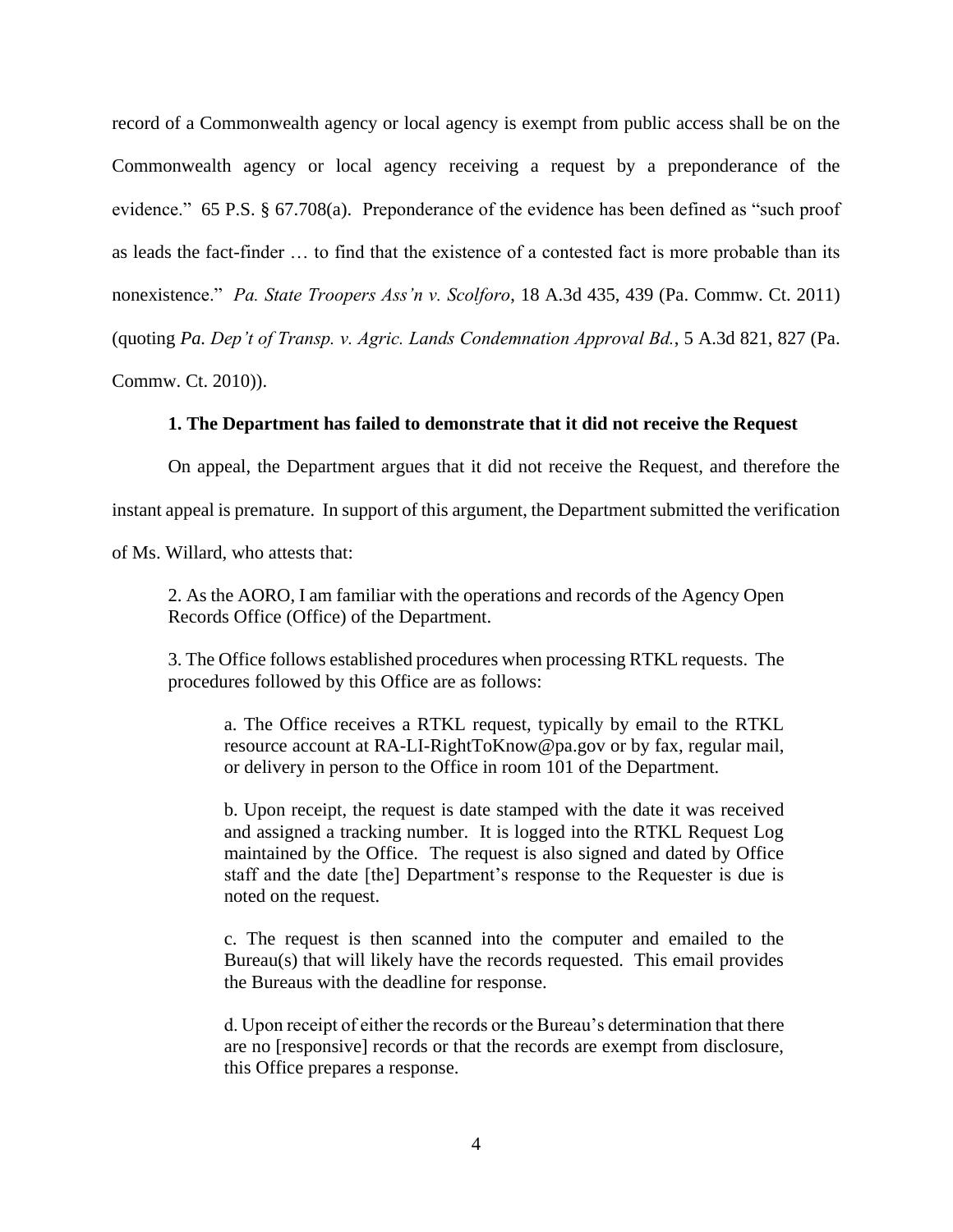record of a Commonwealth agency or local agency is exempt from public access shall be on the Commonwealth agency or local agency receiving a request by a preponderance of the evidence." 65 P.S. § 67.708(a). Preponderance of the evidence has been defined as "such proof as leads the fact-finder … to find that the existence of a contested fact is more probable than its nonexistence." *Pa. State Troopers Ass'n v. Scolforo*, 18 A.3d 435, 439 (Pa. Commw. Ct. 2011) (quoting *Pa. Dep't of Transp. v. Agric. Lands Condemnation Approval Bd.*, 5 A.3d 821, 827 (Pa. Commw. Ct. 2010)).

**1. The Department has failed to demonstrate that it did not receive the Request**

On appeal, the Department argues that it did not receive the Request, and therefore the instant appeal is premature. In support of this argument, the Department submitted the verification of Ms. Willard, who attests that:

> 2. As the AORO, I am familiar with the operations and records of the Agency Open Records Office (Office) of the Department.
>
> 3. The Office follows established procedures when processing RTKL requests. The procedures followed by this Office are as follows:
>
> > a. The Office receives a RTKL request, typically by email to the RTKL resource account at RA-LI-RightToKnow@pa.gov or by fax, regular mail, or delivery in person to the Office in room 101 of the Department.
> >
> > b. Upon receipt, the request is date stamped with the date it was received and assigned a tracking number. It is logged into the RTKL Request Log maintained by the Office. The request is also signed and dated by Office staff and the date [the] Department's response to the Requester is due is noted on the request.
> >
> > c. The request is then scanned into the computer and emailed to the Bureau(s) that will likely have the records requested. This email provides the Bureaus with the deadline for response.
> >
> > d. Upon receipt of either the records or the Bureau's determination that there are no [responsive] records or that the records are exempt from disclosure, this Office prepares a response.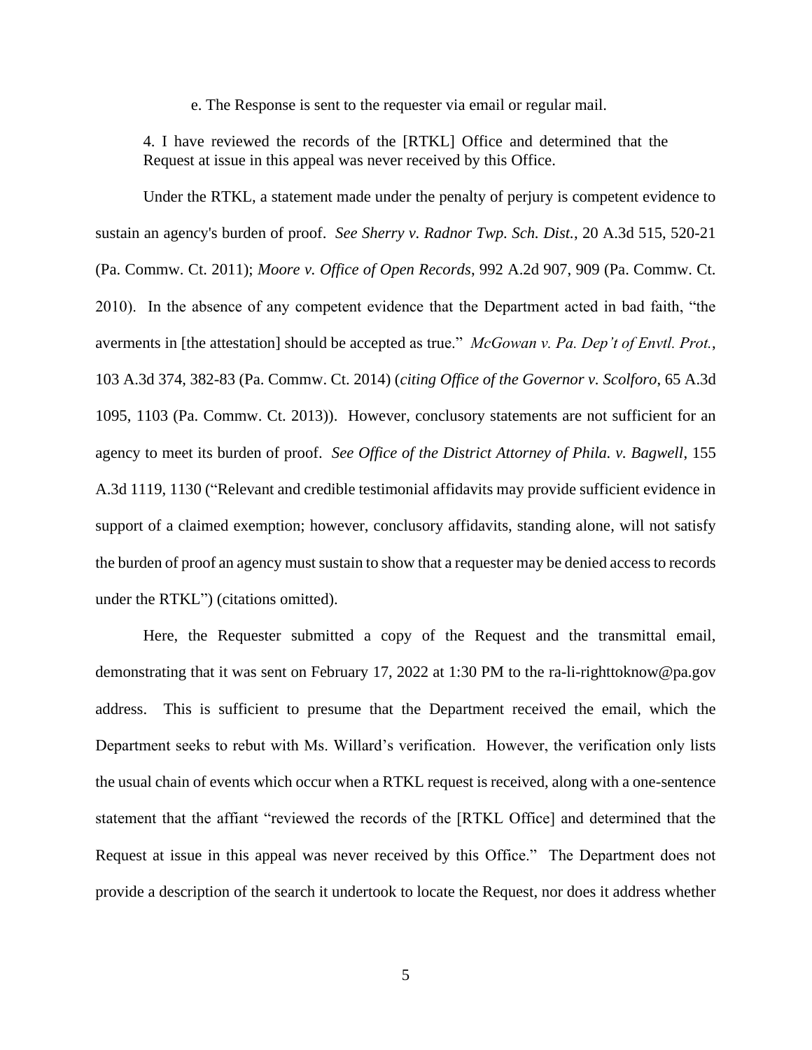e. The Response is sent to the requester via email or regular mail.

4. I have reviewed the records of the [RTKL] Office and determined that the Request at issue in this appeal was never received by this Office.

Under the RTKL, a statement made under the penalty of perjury is competent evidence to sustain an agency's burden of proof. *See Sherry v. Radnor Twp. Sch. Dist.*, 20 A.3d 515, 520-21 (Pa. Commw. Ct. 2011); *Moore v. Office of Open Records*, 992 A.2d 907, 909 (Pa. Commw. Ct. 2010). In the absence of any competent evidence that the Department acted in bad faith, "the averments in [the attestation] should be accepted as true." *McGowan v. Pa. Dep't of Envtl. Prot.*, 103 A.3d 374, 382-83 (Pa. Commw. Ct. 2014) (*citing Office of the Governor v. Scolforo*, 65 A.3d 1095, 1103 (Pa. Commw. Ct. 2013)). However, conclusory statements are not sufficient for an agency to meet its burden of proof. *See Office of the District Attorney of Phila. v. Bagwell*, 155 A.3d 1119, 1130 ("Relevant and credible testimonial affidavits may provide sufficient evidence in support of a claimed exemption; however, conclusory affidavits, standing alone, will not satisfy the burden of proof an agency must sustain to show that a requester may be denied access to records under the RTKL") (citations omitted).

Here, the Requester submitted a copy of the Request and the transmittal email, demonstrating that it was sent on February 17, 2022 at 1:30 PM to the ra-li-righttoknow@pa.gov address. This is sufficient to presume that the Department received the email, which the Department seeks to rebut with Ms. Willard's verification. However, the verification only lists the usual chain of events which occur when a RTKL request is received, along with a one-sentence statement that the affiant "reviewed the records of the [RTKL Office] and determined that the Request at issue in this appeal was never received by this Office." The Department does not provide a description of the search it undertook to locate the Request, nor does it address whether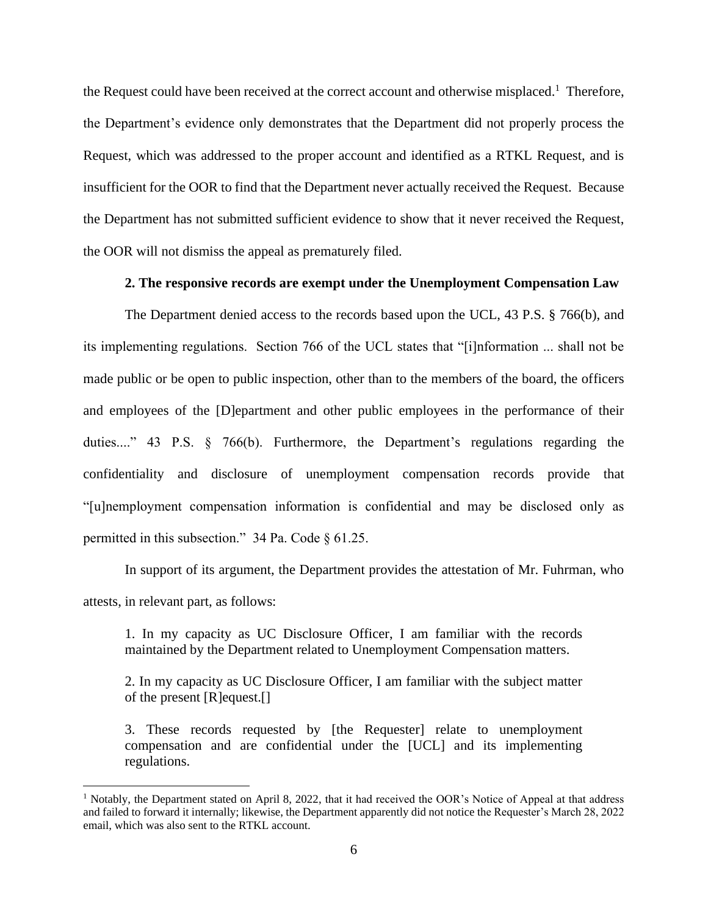the Request could have been received at the correct account and otherwise misplaced.[1] Therefore, the Department's evidence only demonstrates that the Department did not properly process the Request, which was addressed to the proper account and identified as a RTKL Request, and is insufficient for the OOR to find that the Department never actually received the Request. Because the Department has not submitted sufficient evidence to show that it never received the Request, the OOR will not dismiss the appeal as prematurely filed.

**2. The responsive records are exempt under the Unemployment Compensation Law**

The Department denied access to the records based upon the UCL, 43 P.S. § 766(b), and its implementing regulations. Section 766 of the UCL states that "[i]nformation ... shall not be made public or be open to public inspection, other than to the members of the board, the officers and employees of the [D]epartment and other public employees in the performance of their duties...." 43 P.S. § 766(b). Furthermore, the Department's regulations regarding the confidentiality and disclosure of unemployment compensation records provide that "[u]nemployment compensation information is confidential and may be disclosed only as permitted in this subsection." 34 Pa. Code § 61.25.

In support of its argument, the Department provides the attestation of Mr. Fuhrman, who attests, in relevant part, as follows:

> 1. In my capacity as UC Disclosure Officer, I am familiar with the records maintained by the Department related to Unemployment Compensation matters.
>
> 2. In my capacity as UC Disclosure Officer, I am familiar with the subject matter of the present [R]equest.[]
>
> 3. These records requested by [the Requester] relate to unemployment compensation and are confidential under the [UCL] and its implementing regulations.

[1] Notably, the Department stated on April 8, 2022, that it had received the OOR's Notice of Appeal at that address and failed to forward it internally; likewise, the Department apparently did not notice the Requester's March 28, 2022 email, which was also sent to the RTKL account.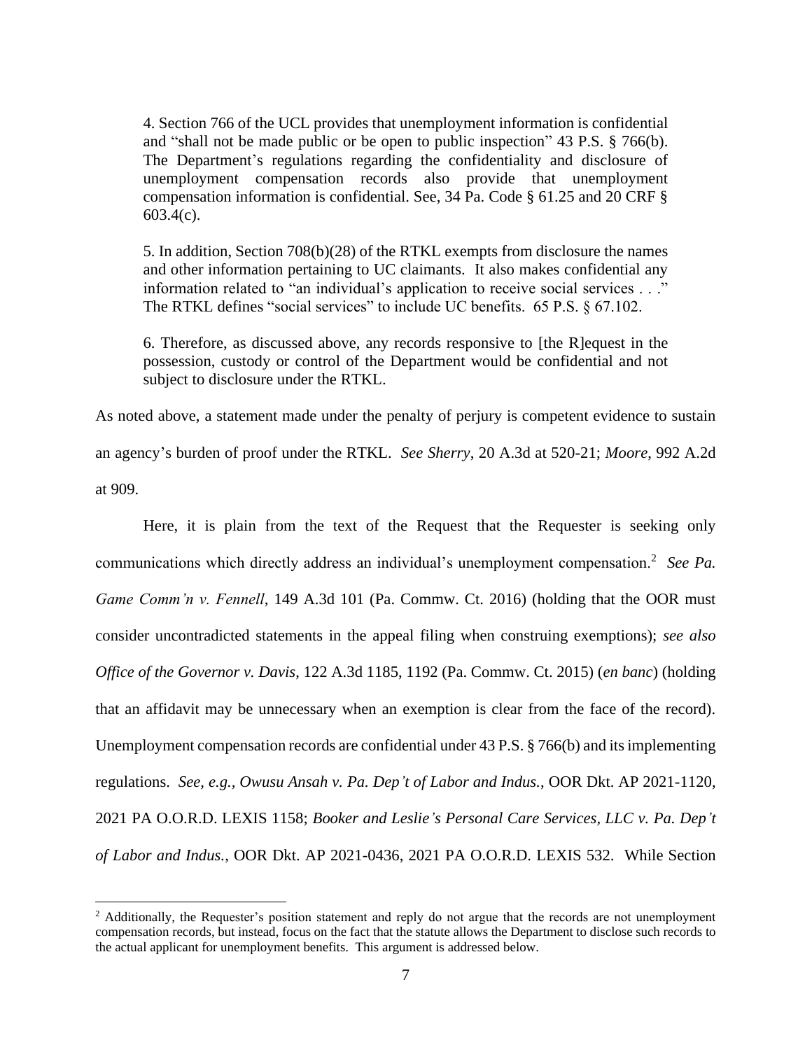> 4. Section 766 of the UCL provides that unemployment information is confidential and "shall not be made public or be open to public inspection" 43 P.S. § 766(b). The Department's regulations regarding the confidentiality and disclosure of unemployment compensation records also provide that unemployment compensation information is confidential. See, 34 Pa. Code § 61.25 and 20 CRF § 603.4(c).
>
> 5. In addition, Section 708(b)(28) of the RTKL exempts from disclosure the names and other information pertaining to UC claimants. It also makes confidential any information related to "an individual's application to receive social services . . ." The RTKL defines "social services" to include UC benefits. 65 P.S. § 67.102.
>
> 6. Therefore, as discussed above, any records responsive to [the R]equest in the possession, custody or control of the Department would be confidential and not subject to disclosure under the RTKL.

As noted above, a statement made under the penalty of perjury is competent evidence to sustain an agency's burden of proof under the RTKL. *See Sherry*, 20 A.3d at 520-21; *Moore*, 992 A.2d at 909.

Here, it is plain from the text of the Request that the Requester is seeking only communications which directly address an individual's unemployment compensation.[2] *See Pa. Game Comm'n v. Fennell*, 149 A.3d 101 (Pa. Commw. Ct. 2016) (holding that the OOR must consider uncontradicted statements in the appeal filing when construing exemptions); *see also Office of the Governor v. Davis*, 122 A.3d 1185, 1192 (Pa. Commw. Ct. 2015) (*en banc*) (holding that an affidavit may be unnecessary when an exemption is clear from the face of the record). Unemployment compensation records are confidential under 43 P.S. § 766(b) and its implementing regulations. *See, e.g., Owusu Ansah v. Pa. Dep't of Labor and Indus.*, OOR Dkt. AP 2021-1120, 2021 PA O.O.R.D. LEXIS 1158; *Booker and Leslie's Personal Care Services, LLC v. Pa. Dep't of Labor and Indus.*, OOR Dkt. AP 2021-0436, 2021 PA O.O.R.D. LEXIS 532. While Section

[2] Additionally, the Requester's position statement and reply do not argue that the records are not unemployment compensation records, but instead, focus on the fact that the statute allows the Department to disclose such records to the actual applicant for unemployment benefits. This argument is addressed below.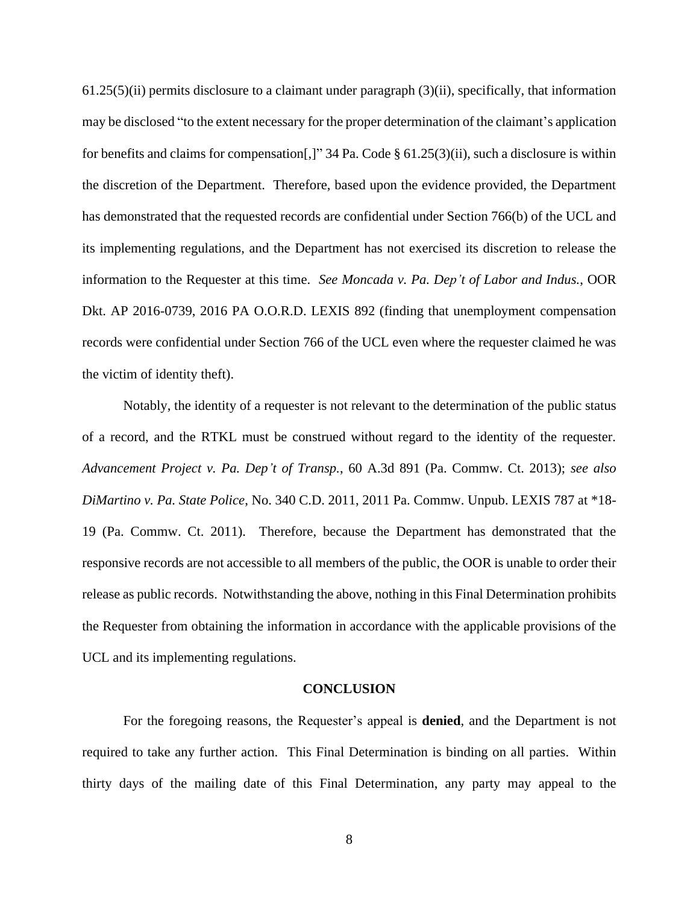61.25(5)(ii) permits disclosure to a claimant under paragraph (3)(ii), specifically, that information may be disclosed "to the extent necessary for the proper determination of the claimant's application for benefits and claims for compensation[,]" 34 Pa. Code § 61.25(3)(ii), such a disclosure is within the discretion of the Department. Therefore, based upon the evidence provided, the Department has demonstrated that the requested records are confidential under Section 766(b) of the UCL and its implementing regulations, and the Department has not exercised its discretion to release the information to the Requester at this time. *See Moncada v. Pa. Dep't of Labor and Indus.*, OOR Dkt. AP 2016-0739, 2016 PA O.O.R.D. LEXIS 892 (finding that unemployment compensation records were confidential under Section 766 of the UCL even where the requester claimed he was the victim of identity theft).

Notably, the identity of a requester is not relevant to the determination of the public status of a record, and the RTKL must be construed without regard to the identity of the requester. *Advancement Project v. Pa. Dep't of Transp.*, 60 A.3d 891 (Pa. Commw. Ct. 2013); *see also DiMartino v. Pa. State Police*, No. 340 C.D. 2011, 2011 Pa. Commw. Unpub. LEXIS 787 at *18-19 (Pa. Commw. Ct. 2011). Therefore, because the Department has demonstrated that the responsive records are not accessible to all members of the public, the OOR is unable to order their release as public records. Notwithstanding the above, nothing in this Final Determination prohibits the Requester from obtaining the information in accordance with the applicable provisions of the UCL and its implementing regulations.

## CONCLUSION

For the foregoing reasons, the Requester's appeal is **denied**, and the Department is not required to take any further action. This Final Determination is binding on all parties. Within thirty days of the mailing date of this Final Determination, any party may appeal to the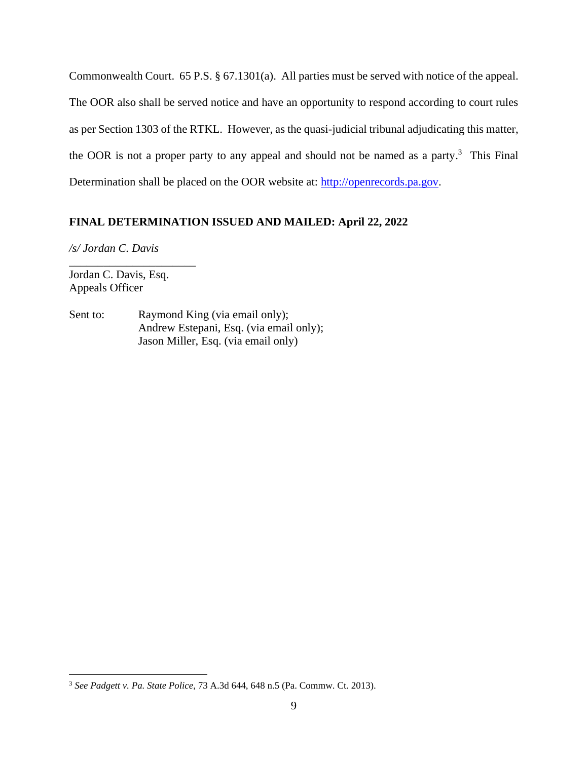Commonwealth Court. 65 P.S. § 67.1301(a). All parties must be served with notice of the appeal. The OOR also shall be served notice and have an opportunity to respond according to court rules as per Section 1303 of the RTKL. However, as the quasi-judicial tribunal adjudicating this matter, the OOR is not a proper party to any appeal and should not be named as a party.[3] This Final Determination shall be placed on the OOR website at: http://openrecords.pa.gov.

**FINAL DETERMINATION ISSUED AND MAILED: April 22, 2022**

*/s/ Jordan C. Davis*
______________________
Jordan C. Davis, Esq.
Appeals Officer

Sent to: Raymond King (via email only);
Andrew Estepani, Esq. (via email only);
Jason Miller, Esq. (via email only)

---

[3] *See Padgett v. Pa. State Police*, 73 A.3d 644, 648 n.5 (Pa. Commw. Ct. 2013).